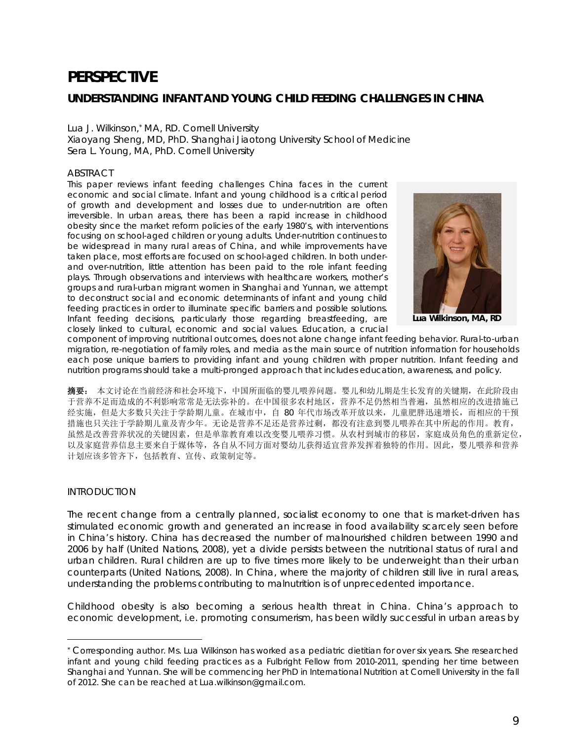# PERSPECTIVE

## UNDERSTANDING INFANT AND YOUNG CHILD FEEDING CHALLENGES IN CHINA

Lua J. Wilkinson,* MA, RD. Cornell University
Xiaoyang Sheng, MD, PhD. Shanghai Jiaotong University School of Medicine
Sera L. Young, MA, PhD. Cornell University

### ABSTRACT

This paper reviews infant feeding challenges China faces in the current economic and social climate. Infant and young childhood is a critical period of growth and development and losses due to under-nutrition are often irreversible. In urban areas, there has been a rapid increase in childhood obesity since the market reform policies of the early 1980's, with interventions focusing on school-aged children or young adults. Under-nutrition continues to be widespread in many rural areas of China, and while improvements have taken place, most efforts are focused on school-aged children. In both under- and over-nutrition, little attention has been paid to the role infant feeding plays. Through observations and interviews with healthcare workers, mother's groups and rural-urban migrant women in Shanghai and Yunnan, we attempt to deconstruct social and economic determinants of infant and young child feeding practices in order to illuminate specific barriers and possible solutions. Infant feeding decisions, particularly those regarding breastfeeding, are closely linked to cultural, economic and social values. Education, a crucial component of improving nutritional outcomes, does not alone change infant feeding behavior. Rural-to-urban migration, re-negotiation of family roles, and media as the main source of nutrition information for households each pose unique barriers to providing infant and young children with proper nutrition. Infant feeding and nutrition programs should take a multi-pronged approach that includes education, awareness, and policy.

**Lua Wilkinson, MA, RD**

**摘要：** 本文讨论在当前经济和社会环境下，中国所面临的婴儿喂养问题。婴儿和幼儿期是生长发育的关键期，在此阶段由于营养不足而造成的不利影响常常是无法弥补的。在中国很多农村地区，营养不足仍然相当普遍，虽然相应的改进措施已经实施，但是大多数只关注于学龄期儿童。在城市中，自 80 年代市场改革开放以来，儿童肥胖迅速增长，而相应的干预措施也只关注于学龄期儿童及青少年。无论是营养不足还是营养过剩，都没有注意到婴儿喂养在其中所起的作用。教育，虽然是改善营养状况的关键因素，但是单靠教育难以改变婴儿喂养习惯。从农村到城市的移居，家庭成员角色的重新定位，以及家庭营养信息主要来自于媒体等，各自从不同方面对婴幼儿获得适宜营养发挥着独特的作用。因此，婴儿喂养和营养计划应该多管齐下，包括教育、宣传、政策制定等。

### INTRODUCTION

The recent change from a centrally planned, socialist economy to one that is market-driven has stimulated economic growth and generated an increase in food availability scarcely seen before in China's history. China has decreased the number of malnourished children between 1990 and 2006 by half (United Nations, 2008), yet a divide persists between the nutritional status of rural and urban children. Rural children are up to five times more likely to be underweight than their urban counterparts (United Nations, 2008). In China, where the majority of children still live in rural areas, understanding the problems contributing to malnutrition is of unprecedented importance.

Childhood obesity is also becoming a serious health threat in China. China's approach to economic development, i.e. promoting consumerism, has been wildly successful in urban areas by

* Corresponding author. Ms. Lua Wilkinson has worked as a pediatric dietitian for over six years. She researched infant and young child feeding practices as a Fulbright Fellow from 2010-2011, spending her time between Shanghai and Yunnan. She will be commencing her PhD in International Nutrition at Cornell University in the fall of 2012. She can be reached at Lua.wilkinson@gmail.com.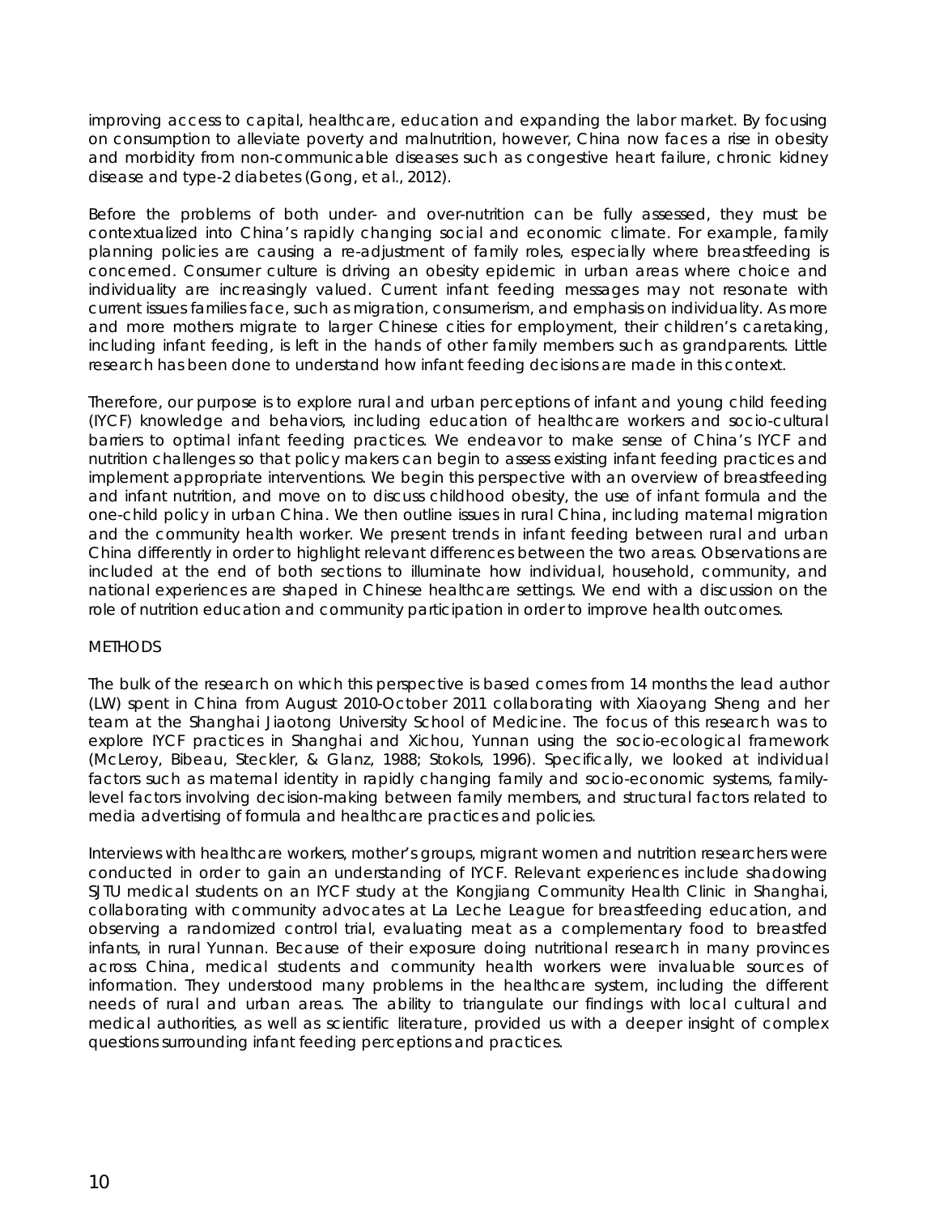improving access to capital, healthcare, education and expanding the labor market. By focusing on consumption to alleviate poverty and malnutrition, however, China now faces a rise in obesity and morbidity from non-communicable diseases such as congestive heart failure, chronic kidney disease and type-2 diabetes (Gong, et al., 2012).

Before the problems of both under- and over-nutrition can be fully assessed, they must be contextualized into China's rapidly changing social and economic climate. For example, family planning policies are causing a re-adjustment of family roles, especially where breastfeeding is concerned. Consumer culture is driving an obesity epidemic in urban areas where choice and individuality are increasingly valued. Current infant feeding messages may not resonate with current issues families face, such as migration, consumerism, and emphasis on individuality. As more and more mothers migrate to larger Chinese cities for employment, their children's caretaking, including infant feeding, is left in the hands of other family members such as grandparents. Little research has been done to understand how infant feeding decisions are made in this context.

Therefore, our purpose is to explore rural and urban perceptions of infant and young child feeding (IYCF) knowledge and behaviors, including education of healthcare workers and socio-cultural barriers to optimal infant feeding practices. We endeavor to make sense of China's IYCF and nutrition challenges so that policy makers can begin to assess existing infant feeding practices and implement appropriate interventions. We begin this perspective with an overview of breastfeeding and infant nutrition, and move on to discuss childhood obesity, the use of infant formula and the one-child policy in urban China. We then outline issues in rural China, including maternal migration and the community health worker. We present trends in infant feeding between rural and urban China differently in order to highlight relevant differences between the two areas. Observations are included at the end of both sections to illuminate how individual, household, community, and national experiences are shaped in Chinese healthcare settings. We end with a discussion on the role of nutrition education and community participation in order to improve health outcomes.

## METHODS

The bulk of the research on which this perspective is based comes from 14 months the lead author (LW) spent in China from August 2010-October 2011 collaborating with Xiaoyang Sheng and her team at the Shanghai Jiaotong University School of Medicine. The focus of this research was to explore IYCF practices in Shanghai and Xichou, Yunnan using the socio-ecological framework (McLeroy, Bibeau, Steckler, & Glanz, 1988; Stokols, 1996). Specifically, we looked at individual factors such as maternal identity in rapidly changing family and socio-economic systems, family-level factors involving decision-making between family members, and structural factors related to media advertising of formula and healthcare practices and policies.

Interviews with healthcare workers, mother's groups, migrant women and nutrition researchers were conducted in order to gain an understanding of IYCF. Relevant experiences include shadowing SJTU medical students on an IYCF study at the Kongjiang Community Health Clinic in Shanghai, collaborating with community advocates at La Leche League for breastfeeding education, and observing a randomized control trial, evaluating meat as a complementary food to breastfed infants, in rural Yunnan. Because of their exposure doing nutritional research in many provinces across China, medical students and community health workers were invaluable sources of information. They understood many problems in the healthcare system, including the different needs of rural and urban areas. The ability to triangulate our findings with local cultural and medical authorities, as well as scientific literature, provided us with a deeper insight of complex questions surrounding infant feeding perceptions and practices.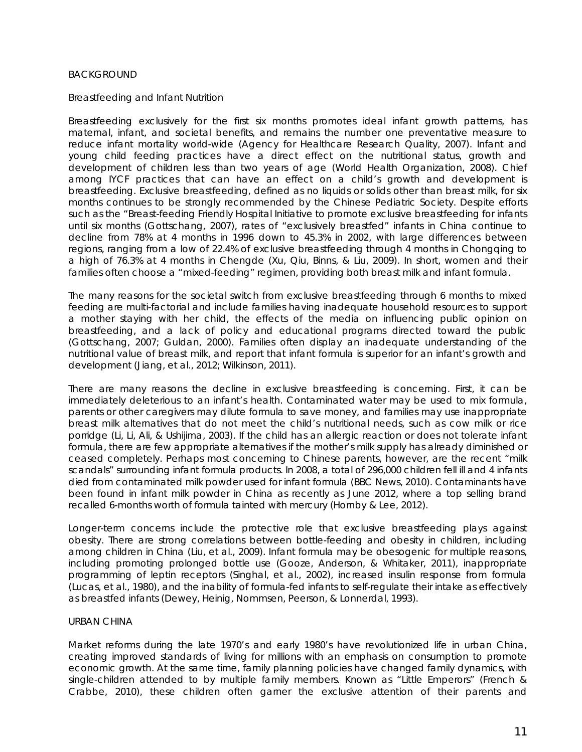## BACKGROUND

### Breastfeeding and Infant Nutrition

Breastfeeding exclusively for the first six months promotes ideal infant growth patterns, has maternal, infant, and societal benefits, and remains the number one preventative measure to reduce infant mortality world-wide (Agency for Healthcare Research Quality, 2007). Infant and young child feeding practices have a direct effect on the nutritional status, growth and development of children less than two years of age (World Health Organization, 2008). Chief among IYCF practices that can have an effect on a child's growth and development is breastfeeding. Exclusive breastfeeding, defined as no liquids or solids other than breast milk, for six months continues to be strongly recommended by the Chinese Pediatric Society. Despite efforts such as the "Breast-feeding Friendly Hospital Initiative to promote exclusive breastfeeding for infants until six months (Gottschang, 2007), rates of "exclusively breastfed" infants in China continue to decline from 78% at 4 months in 1996 down to 45.3% in 2002, with large differences between regions, ranging from a low of 22.4% of exclusive breastfeeding through 4 months in Chongqing to a high of 76.3% at 4 months in Chengde (Xu, Qiu, Binns, & Liu, 2009). In short, women and their families often choose a "mixed-feeding" regimen, providing both breast milk and infant formula.

The many reasons for the societal switch from exclusive breastfeeding through 6 months to mixed feeding are multi-factorial and include families having inadequate household resources to support a mother staying with her child, the effects of the media on influencing public opinion on breastfeeding, and a lack of policy and educational programs directed toward the public (Gottschang, 2007; Guldan, 2000). Families often display an inadequate understanding of the nutritional value of breast milk, and report that infant formula is superior for an infant's growth and development (Jiang, et al., 2012; Wilkinson, 2011).

There are many reasons the decline in exclusive breastfeeding is concerning. First, it can be immediately deleterious to an infant's health. Contaminated water may be used to mix formula, parents or other caregivers may dilute formula to save money, and families may use inappropriate breast milk alternatives that do not meet the child's nutritional needs, such as cow milk or rice porridge (Li, Li, Ali, & Ushijima, 2003). If the child has an allergic reaction or does not tolerate infant formula, there are few appropriate alternatives if the mother's milk supply has already diminished or ceased completely. Perhaps most concerning to Chinese parents, however, are the recent "milk scandals" surrounding infant formula products. In 2008, a total of 296,000 children fell ill and 4 infants died from contaminated milk powder used for infant formula (BBC News, 2010). Contaminants have been found in infant milk powder in China as recently as June 2012, where a top selling brand recalled 6-months worth of formula tainted with mercury (Hornby & Lee, 2012).

Longer-term concerns include the protective role that exclusive breastfeeding plays against obesity. There are strong correlations between bottle-feeding and obesity in children, including among children in China (Liu, et al., 2009). Infant formula may be obesogenic for multiple reasons, including promoting prolonged bottle use (Gooze, Anderson, & Whitaker, 2011), inappropriate programming of leptin receptors (Singhal, et al., 2002), increased insulin response from formula (Lucas, et al., 1980), and the inability of formula-fed infants to self-regulate their intake as effectively as breastfed infants (Dewey, Heinig, Nommsen, Peerson, & Lonnerdal, 1993).

## URBAN CHINA

Market reforms during the late 1970's and early 1980's have revolutionized life in urban China, creating improved standards of living for millions with an emphasis on consumption to promote economic growth. At the same time, family planning policies have changed family dynamics, with single-children attended to by multiple family members. Known as "Little Emperors" (French & Crabbe, 2010), these children often garner the exclusive attention of their parents and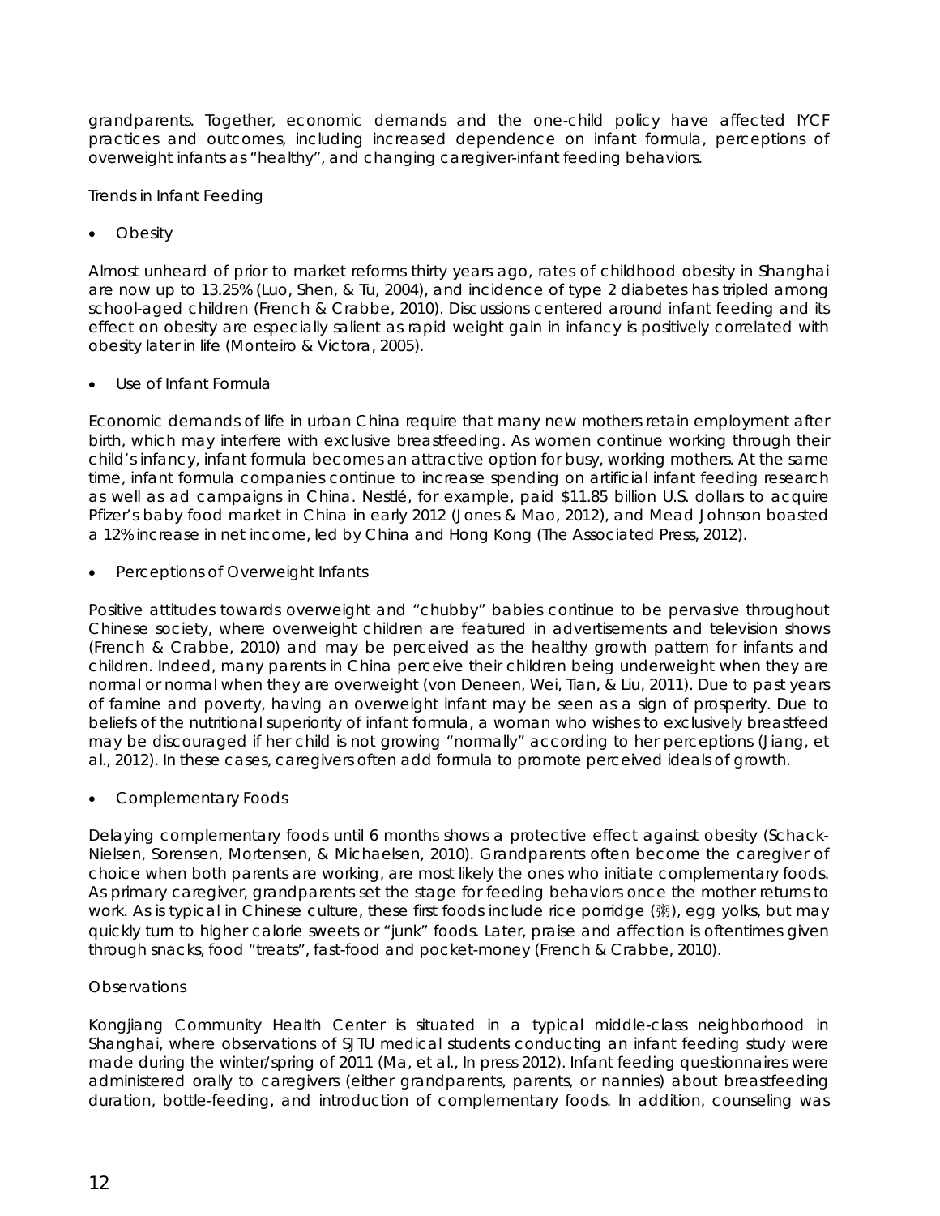grandparents. Together, economic demands and the one-child policy have affected IYCF practices and outcomes, including increased dependence on infant formula, perceptions of overweight infants as "healthy", and changing caregiver-infant feeding behaviors.

## Trends in Infant Feeding

- Obesity

Almost unheard of prior to market reforms thirty years ago, rates of childhood obesity in Shanghai are now up to 13.25% (Luo, Shen, & Tu, 2004), and incidence of type 2 diabetes has tripled among school-aged children (French & Crabbe, 2010). Discussions centered around infant feeding and its effect on obesity are especially salient as rapid weight gain in infancy is positively correlated with obesity later in life (Monteiro & Victora, 2005).

- Use of Infant Formula

Economic demands of life in urban China require that many new mothers retain employment after birth, which may interfere with exclusive breastfeeding. As women continue working through their child's infancy, infant formula becomes an attractive option for busy, working mothers. At the same time, infant formula companies continue to increase spending on artificial infant feeding research as well as ad campaigns in China. Nestlé, for example, paid $11.85 billion U.S. dollars to acquire Pfizer's baby food market in China in early 2012 (Jones & Mao, 2012), and Mead Johnson boasted a 12% increase in net income, led by China and Hong Kong (The Associated Press, 2012).

- Perceptions of Overweight Infants

Positive attitudes towards overweight and "chubby" babies continue to be pervasive throughout Chinese society, where overweight children are featured in advertisements and television shows (French & Crabbe, 2010) and may be perceived as the healthy growth pattern for infants and children. Indeed, many parents in China perceive their children being underweight when they are normal or normal when they are overweight (von Deneen, Wei, Tian, & Liu, 2011). Due to past years of famine and poverty, having an overweight infant may be seen as a sign of prosperity. Due to beliefs of the nutritional superiority of infant formula, a woman who wishes to exclusively breastfeed may be discouraged if her child is not growing "normally" according to her perceptions (Jiang, et al., 2012). In these cases, caregivers often add formula to promote perceived ideals of growth.

- Complementary Foods

Delaying complementary foods until 6 months shows a protective effect against obesity (Schack-Nielsen, Sorensen, Mortensen, & Michaelsen, 2010). Grandparents often become the caregiver of choice when both parents are working, are most likely the ones who initiate complementary foods. As primary caregiver, grandparents set the stage for feeding behaviors once the mother returns to work. As is typical in Chinese culture, these first foods include rice porridge (粥), egg yolks, but may quickly turn to higher calorie sweets or "junk" foods. Later, praise and affection is oftentimes given through snacks, food "treats", fast-food and pocket-money (French & Crabbe, 2010).

## Observations

Kongjiang Community Health Center is situated in a typical middle-class neighborhood in Shanghai, where observations of SJTU medical students conducting an infant feeding study were made during the winter/spring of 2011 (Ma, et al., In press 2012). Infant feeding questionnaires were administered orally to caregivers (either grandparents, parents, or nannies) about breastfeeding duration, bottle-feeding, and introduction of complementary foods. In addition, counseling was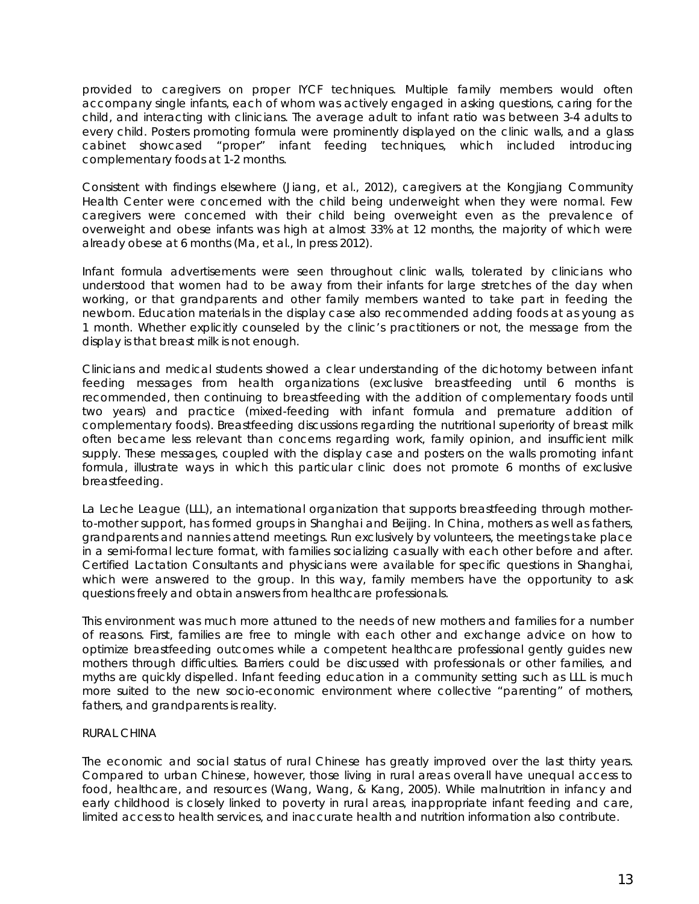provided to caregivers on proper IYCF techniques. Multiple family members would often accompany single infants, each of whom was actively engaged in asking questions, caring for the child, and interacting with clinicians. The average adult to infant ratio was between 3-4 adults to every child. Posters promoting formula were prominently displayed on the clinic walls, and a glass cabinet showcased "proper" infant feeding techniques, which included introducing complementary foods at 1-2 months.

Consistent with findings elsewhere (Jiang, et al., 2012), caregivers at the Kongjiang Community Health Center were concerned with the child being underweight when they were normal. Few caregivers were concerned with their child being overweight even as the prevalence of overweight and obese infants was high at almost 33% at 12 months, the majority of which were already obese at 6 months (Ma, et al., In press 2012).

Infant formula advertisements were seen throughout clinic walls, tolerated by clinicians who understood that women had to be away from their infants for large stretches of the day when working, or that grandparents and other family members wanted to take part in feeding the newborn. Education materials in the display case also recommended adding foods at as young as 1 month. Whether explicitly counseled by the clinic's practitioners or not, the message from the display is that breast milk is not enough.

Clinicians and medical students showed a clear understanding of the dichotomy between infant feeding messages from health organizations (exclusive breastfeeding until 6 months is recommended, then continuing to breastfeeding with the addition of complementary foods until two years) and practice (mixed-feeding with infant formula and premature addition of complementary foods). Breastfeeding discussions regarding the nutritional superiority of breast milk often became less relevant than concerns regarding work, family opinion, and insufficient milk supply. These messages, coupled with the display case and posters on the walls promoting infant formula, illustrate ways in which this particular clinic does not promote 6 months of exclusive breastfeeding.

La Leche League (LLL), an international organization that supports breastfeeding through mother-to-mother support, has formed groups in Shanghai and Beijing. In China, mothers as well as fathers, grandparents and nannies attend meetings. Run exclusively by volunteers, the meetings take place in a semi-formal lecture format, with families socializing casually with each other before and after. Certified Lactation Consultants and physicians were available for specific questions in Shanghai, which were answered to the group. In this way, family members have the opportunity to ask questions freely and obtain answers from healthcare professionals.

This environment was much more attuned to the needs of new mothers and families for a number of reasons. First, families are free to mingle with each other and exchange advice on how to optimize breastfeeding outcomes while a competent healthcare professional gently guides new mothers through difficulties. Barriers could be discussed with professionals or other families, and myths are quickly dispelled. Infant feeding education in a community setting such as LLL is much more suited to the new socio-economic environment where collective "parenting" of mothers, fathers, and grandparents is reality.

RURAL CHINA

The economic and social status of rural Chinese has greatly improved over the last thirty years. Compared to urban Chinese, however, those living in rural areas overall have unequal access to food, healthcare, and resources (Wang, Wang, & Kang, 2005). While malnutrition in infancy and early childhood is closely linked to poverty in rural areas, inappropriate infant feeding and care, limited access to health services, and inaccurate health and nutrition information also contribute.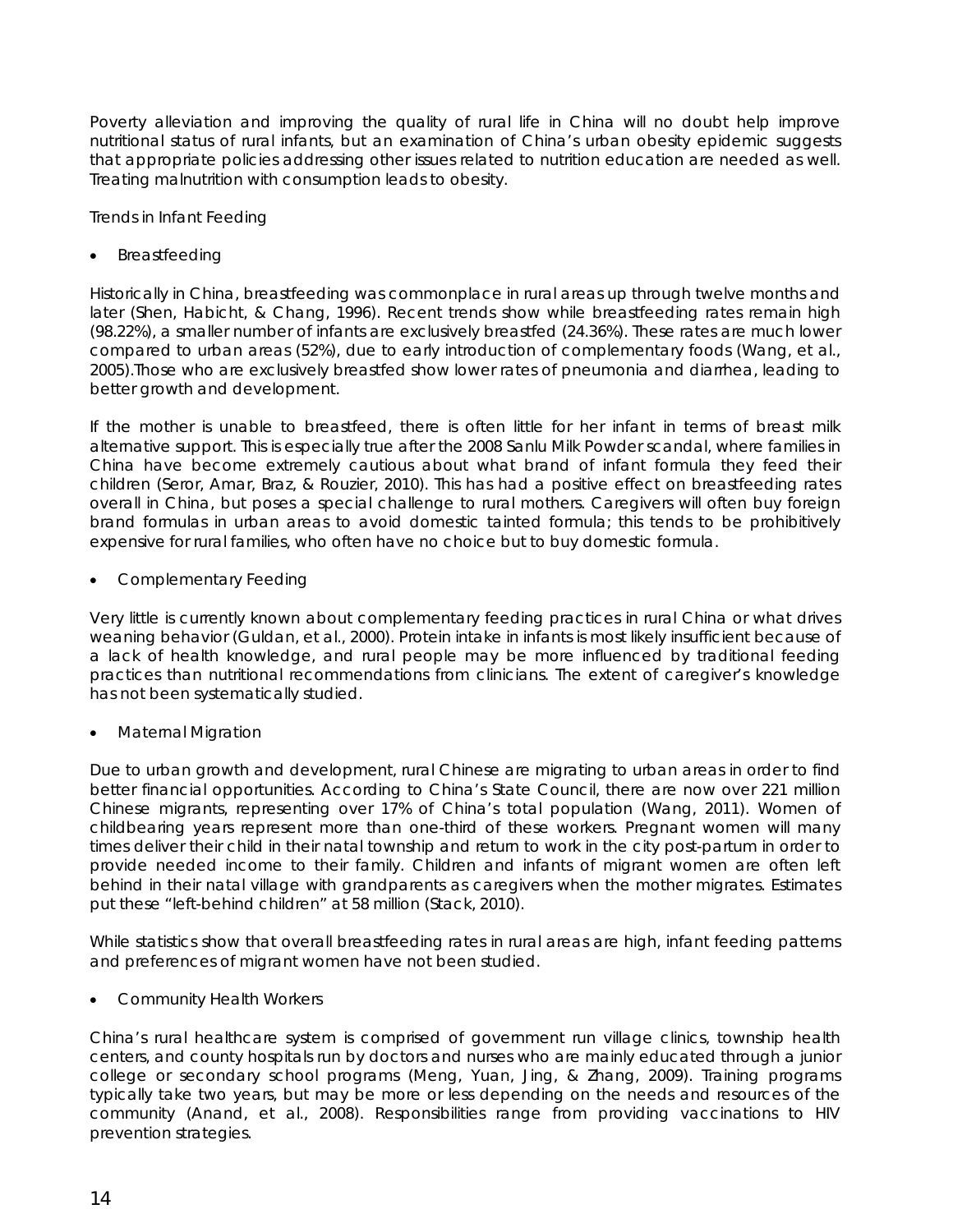Poverty alleviation and improving the quality of rural life in China will no doubt help improve nutritional status of rural infants, but an examination of China's urban obesity epidemic suggests that appropriate policies addressing other issues related to nutrition education are needed as well. Treating malnutrition with consumption leads to obesity.

## Trends in Infant Feeding

- Breastfeeding

Historically in China, breastfeeding was commonplace in rural areas up through twelve months and later (Shen, Habicht, & Chang, 1996). Recent trends show while breastfeeding rates remain high (98.22%), a smaller number of infants are exclusively breastfed (24.36%). These rates are much lower compared to urban areas (52%), due to early introduction of complementary foods (Wang, et al., 2005).Those who are exclusively breastfed show lower rates of pneumonia and diarrhea, leading to better growth and development.

If the mother is unable to breastfeed, there is often little for her infant in terms of breast milk alternative support. This is especially true after the 2008 Sanlu Milk Powder scandal, where families in China have become extremely cautious about what brand of infant formula they feed their children (Seror, Amar, Braz, & Rouzier, 2010). This has had a positive effect on breastfeeding rates overall in China, but poses a special challenge to rural mothers. Caregivers will often buy foreign brand formulas in urban areas to avoid domestic tainted formula; this tends to be prohibitively expensive for rural families, who often have no choice but to buy domestic formula.

- Complementary Feeding

Very little is currently known about complementary feeding practices in rural China or what drives weaning behavior (Guldan, et al., 2000). Protein intake in infants is most likely insufficient because of a lack of health knowledge, and rural people may be more influenced by traditional feeding practices than nutritional recommendations from clinicians. The extent of caregiver's knowledge has not been systematically studied.

- Maternal Migration

Due to urban growth and development, rural Chinese are migrating to urban areas in order to find better financial opportunities. According to China's State Council, there are now over 221 million Chinese migrants, representing over 17% of China's total population (Wang, 2011). Women of childbearing years represent more than one-third of these workers. Pregnant women will many times deliver their child in their natal township and return to work in the city post-partum in order to provide needed income to their family. Children and infants of migrant women are often left behind in their natal village with grandparents as caregivers when the mother migrates. Estimates put these "left-behind children" at 58 million (Stack, 2010).

While statistics show that overall breastfeeding rates in rural areas are high, infant feeding patterns and preferences of migrant women have not been studied.

- Community Health Workers

China's rural healthcare system is comprised of government run village clinics, township health centers, and county hospitals run by doctors and nurses who are mainly educated through a junior college or secondary school programs (Meng, Yuan, Jing, & Zhang, 2009). Training programs typically take two years, but may be more or less depending on the needs and resources of the community (Anand, et al., 2008). Responsibilities range from providing vaccinations to HIV prevention strategies.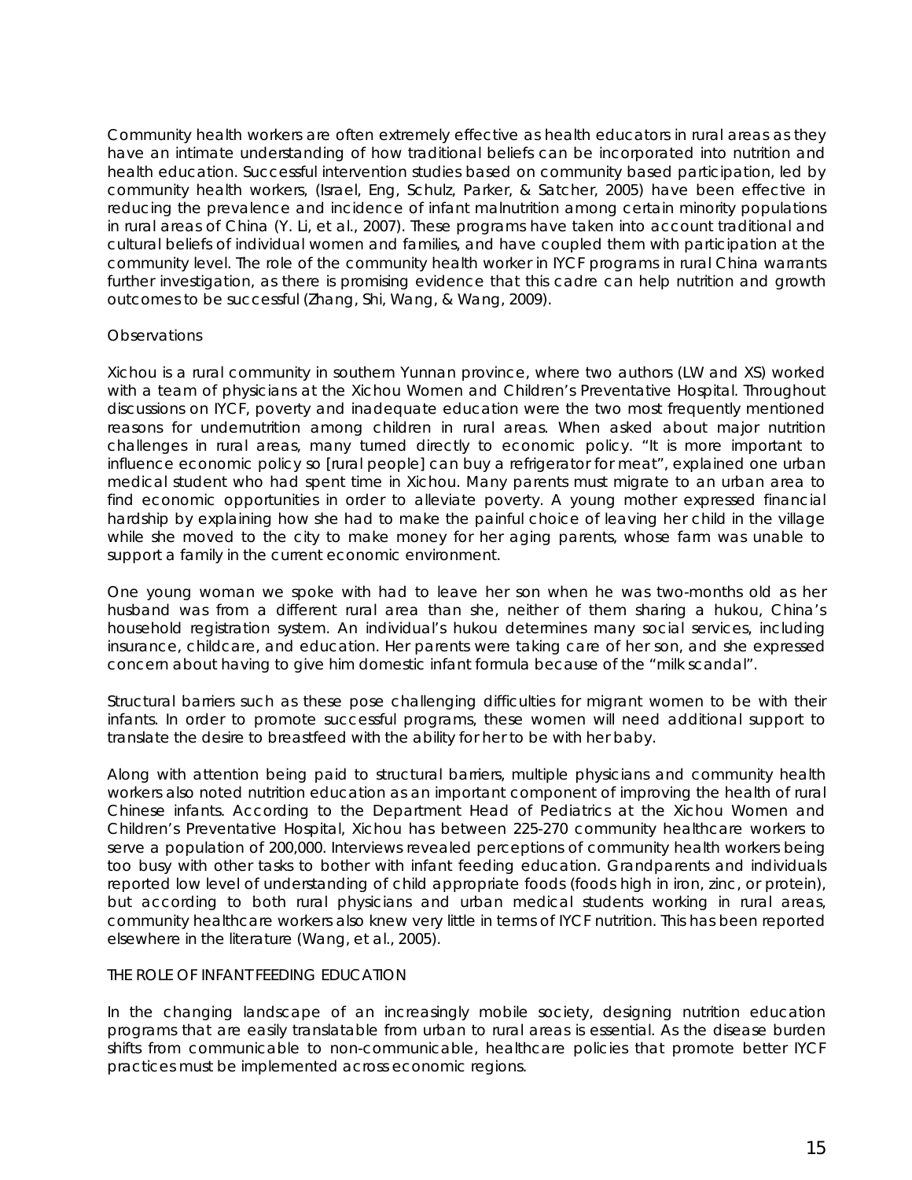Community health workers are often extremely effective as health educators in rural areas as they have an intimate understanding of how traditional beliefs can be incorporated into nutrition and health education. Successful intervention studies based on community based participation, led by community health workers, (Israel, Eng, Schulz, Parker, & Satcher, 2005) have been effective in reducing the prevalence and incidence of infant malnutrition among certain minority populations in rural areas of China (Y. Li, et al., 2007). These programs have taken into account traditional and cultural beliefs of individual women and families, and have coupled them with participation at the community level. The role of the community health worker in IYCF programs in rural China warrants further investigation, as there is promising evidence that this cadre can help nutrition and growth outcomes to be successful (Zhang, Shi, Wang, & Wang, 2009).

## Observations

Xichou is a rural community in southern Yunnan province, where two authors (LW and XS) worked with a team of physicians at the Xichou Women and Children's Preventative Hospital. Throughout discussions on IYCF, poverty and inadequate education were the two most frequently mentioned reasons for undernutrition among children in rural areas. When asked about major nutrition challenges in rural areas, many turned directly to economic policy. "It is more important to influence economic policy so [rural people] can buy a refrigerator for meat", explained one urban medical student who had spent time in Xichou. Many parents must migrate to an urban area to find economic opportunities in order to alleviate poverty. A young mother expressed financial hardship by explaining how she had to make the painful choice of leaving her child in the village while she moved to the city to make money for her aging parents, whose farm was unable to support a family in the current economic environment.

One young woman we spoke with had to leave her son when he was two-months old as her husband was from a different rural area than she, neither of them sharing a hukou, China's household registration system. An individual's hukou determines many social services, including insurance, childcare, and education. Her parents were taking care of her son, and she expressed concern about having to give him domestic infant formula because of the "milk scandal".

Structural barriers such as these pose challenging difficulties for migrant women to be with their infants. In order to promote successful programs, these women will need additional support to translate the desire to breastfeed with the ability for her to be with her baby.

Along with attention being paid to structural barriers, multiple physicians and community health workers also noted nutrition education as an important component of improving the health of rural Chinese infants. According to the Department Head of Pediatrics at the Xichou Women and Children's Preventative Hospital, Xichou has between 225-270 community healthcare workers to serve a population of 200,000. Interviews revealed perceptions of community health workers being too busy with other tasks to bother with infant feeding education. Grandparents and individuals reported low level of understanding of child appropriate foods (foods high in iron, zinc, or protein), but according to both rural physicians and urban medical students working in rural areas, community healthcare workers also knew very little in terms of IYCF nutrition. This has been reported elsewhere in the literature (Wang, et al., 2005).

## THE ROLE OF INFANT FEEDING EDUCATION

In the changing landscape of an increasingly mobile society, designing nutrition education programs that are easily translatable from urban to rural areas is essential. As the disease burden shifts from communicable to non-communicable, healthcare policies that promote better IYCF practices must be implemented across economic regions.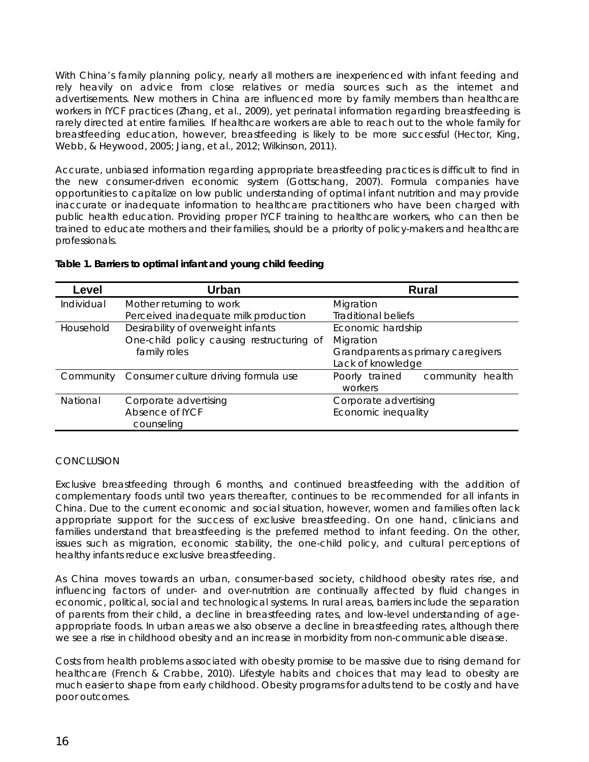With China's family planning policy, nearly all mothers are inexperienced with infant feeding and rely heavily on advice from close relatives or media sources such as the internet and advertisements. New mothers in China are influenced more by family members than healthcare workers in IYCF practices (Zhang, et al., 2009), yet perinatal information regarding breastfeeding is rarely directed at entire families. If healthcare workers are able to reach out to the whole family for breastfeeding education, however, breastfeeding is likely to be more successful (Hector, King, Webb, & Heywood, 2005; Jiang, et al., 2012; Wilkinson, 2011).

Accurate, unbiased information regarding appropriate breastfeeding practices is difficult to find in the new consumer-driven economic system (Gottschang, 2007). Formula companies have opportunities to capitalize on low public understanding of optimal infant nutrition and may provide inaccurate or inadequate information to healthcare practitioners who have been charged with public health education. Providing proper IYCF training to healthcare workers, who can then be trained to educate mothers and their families, should be a priority of policy-makers and healthcare professionals.

**Table 1. Barriers to optimal infant and young child feeding**

| Level | Urban | Rural |
|---|---|---|
| Individual | Mother returning to work<br>Perceived inadequate milk production | Migration<br>Traditional beliefs |
| Household | Desirability of overweight infants<br>One-child policy causing restructuring of family roles | Economic hardship<br>Migration<br>Grandparents as primary caregivers<br>Lack of knowledge |
| Community | Consumer culture driving formula use | Poorly trained community health workers |
| National | Corporate advertising<br>Absence of IYCF counseling | Corporate advertising<br>Economic inequality |

## CONCLUSION

Exclusive breastfeeding through 6 months, and continued breastfeeding with the addition of complementary foods until two years thereafter, continues to be recommended for all infants in China. Due to the current economic and social situation, however, women and families often lack appropriate support for the success of exclusive breastfeeding. On one hand, clinicians and families understand that breastfeeding is the preferred method to infant feeding. On the other, issues such as migration, economic stability, the one-child policy, and cultural perceptions of healthy infants reduce exclusive breastfeeding.

As China moves towards an urban, consumer-based society, childhood obesity rates rise, and influencing factors of under- and over-nutrition are continually affected by fluid changes in economic, political, social and technological systems. In rural areas, barriers include the separation of parents from their child, a decline in breastfeeding rates, and low-level understanding of age-appropriate foods. In urban areas we also observe a decline in breastfeeding rates, although there we see a rise in childhood obesity and an increase in morbidity from non-communicable disease.

Costs from health problems associated with obesity promise to be massive due to rising demand for healthcare (French & Crabbe, 2010). Lifestyle habits and choices that may lead to obesity are much easier to shape from early childhood. Obesity programs for adults tend to be costly and have poor outcomes.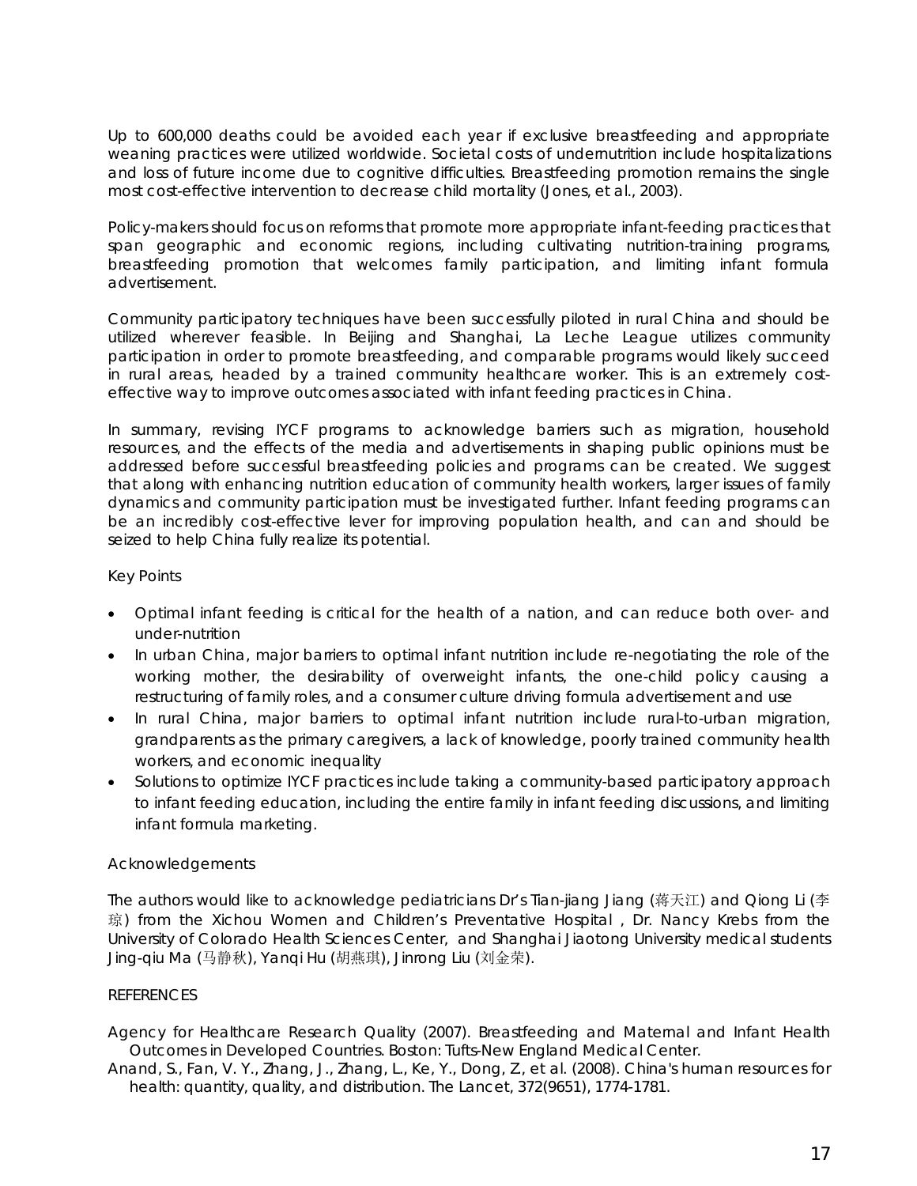Up to 600,000 deaths could be avoided each year if exclusive breastfeeding and appropriate weaning practices were utilized worldwide. Societal costs of undernutrition include hospitalizations and loss of future income due to cognitive difficulties. Breastfeeding promotion remains the single most cost-effective intervention to decrease child mortality (Jones, et al., 2003).

Policy-makers should focus on reforms that promote more appropriate infant-feeding practices that span geographic and economic regions, including cultivating nutrition-training programs, breastfeeding promotion that welcomes family participation, and limiting infant formula advertisement.

Community participatory techniques have been successfully piloted in rural China and should be utilized wherever feasible. In Beijing and Shanghai, La Leche League utilizes community participation in order to promote breastfeeding, and comparable programs would likely succeed in rural areas, headed by a trained community healthcare worker. This is an extremely cost-effective way to improve outcomes associated with infant feeding practices in China.

In summary, revising IYCF programs to acknowledge barriers such as migration, household resources, and the effects of the media and advertisements in shaping public opinions must be addressed before successful breastfeeding policies and programs can be created. We suggest that along with enhancing nutrition education of community health workers, larger issues of family dynamics and community participation must be investigated further. Infant feeding programs can be an incredibly cost-effective lever for improving population health, and can and should be seized to help China fully realize its potential.

## Key Points

- Optimal infant feeding is critical for the health of a nation, and can reduce both over- and under-nutrition
- In urban China, major barriers to optimal infant nutrition include re-negotiating the role of the working mother, the desirability of overweight infants, the one-child policy causing a restructuring of family roles, and a consumer culture driving formula advertisement and use
- In rural China, major barriers to optimal infant nutrition include rural-to-urban migration, grandparents as the primary caregivers, a lack of knowledge, poorly trained community health workers, and economic inequality
- Solutions to optimize IYCF practices include taking a community-based participatory approach to infant feeding education, including the entire family in infant feeding discussions, and limiting infant formula marketing.

## Acknowledgements

The authors would like to acknowledge pediatricians Dr's Tian-jiang Jiang (蒋天江) and Qiong Li (李琼) from the Xichou Women and Children's Preventative Hospital , Dr. Nancy Krebs from the University of Colorado Health Sciences Center, and Shanghai Jiaotong University medical students Jing-qiu Ma (马静秋), Yanqi Hu (胡燕琪), Jinrong Liu (刘金荣).

## REFERENCES

Agency for Healthcare Research Quality (2007). Breastfeeding and Maternal and Infant Health Outcomes in Developed Countries. Boston: Tufts-New England Medical Center.

Anand, S., Fan, V. Y., Zhang, J., Zhang, L., Ke, Y., Dong, Z., et al. (2008). China's human resources for health: quantity, quality, and distribution. The Lancet, 372(9651), 1774-1781.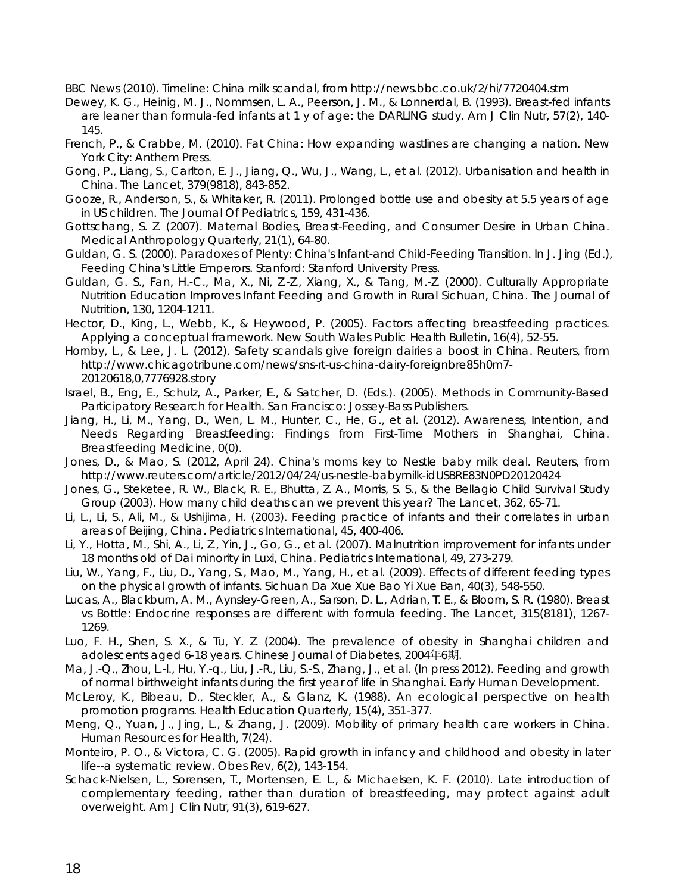BBC News (2010). Timeline: China milk scandal, from http://news.bbc.co.uk/2/hi/7720404.stm

Dewey, K. G., Heinig, M. J., Nommsen, L. A., Peerson, J. M., & Lonnerdal, B. (1993). Breast-fed infants are leaner than formula-fed infants at 1 y of age: the DARLING study. Am J Clin Nutr, 57(2), 140-145.

French, P., & Crabbe, M. (2010). Fat China: How expanding wastlines are changing a nation. New York City: Anthem Press.

Gong, P., Liang, S., Carlton, E. J., Jiang, Q., Wu, J., Wang, L., et al. (2012). Urbanisation and health in China. The Lancet, 379(9818), 843-852.

Gooze, R., Anderson, S., & Whitaker, R. (2011). Prolonged bottle use and obesity at 5.5 years of age in US children. The Journal Of Pediatrics, 159, 431-436.

Gottschang, S. Z. (2007). Maternal Bodies, Breast-Feeding, and Consumer Desire in Urban China. Medical Anthropology Quarterly, 21(1), 64-80.

Guldan, G. S. (2000). Paradoxes of Plenty: China's Infant-and Child-Feeding Transition. In J. Jing (Ed.), Feeding China's Little Emperors. Stanford: Stanford University Press.

Guldan, G. S., Fan, H.-C., Ma, X., Ni, Z.-Z., Xiang, X., & Tang, M.-Z. (2000). Culturally Appropriate Nutrition Education Improves Infant Feeding and Growth in Rural Sichuan, China. The Journal of Nutrition, 130, 1204-1211.

Hector, D., King, L., Webb, K., & Heywood, P. (2005). Factors affecting breastfeeding practices. Applying a conceptual framework. New South Wales Public Health Bulletin, 16(4), 52-55.

Hornby, L., & Lee, J. L. (2012). Safety scandals give foreign dairies a boost in China. Reuters, from http://www.chicagotribune.com/news/sns-rt-us-china-dairy-foreignbre85h0m7-20120618,0,7776928.story

Israel, B., Eng, E., Schulz, A., Parker, E., & Satcher, D. (Eds.). (2005). Methods in Community-Based Participatory Research for Health. San Francisco: Jossey-Bass Publishers.

Jiang, H., Li, M., Yang, D., Wen, L. M., Hunter, C., He, G., et al. (2012). Awareness, Intention, and Needs Regarding Breastfeeding: Findings from First-Time Mothers in Shanghai, China. Breastfeeding Medicine, 0(0).

Jones, D., & Mao, S. (2012, April 24). China's moms key to Nestle baby milk deal. Reuters, from http://www.reuters.com/article/2012/04/24/us-nestle-babymilk-idUSBRE83N0PD20120424

Jones, G., Steketee, R. W., Black, R. E., Bhutta, Z. A., Morris, S. S., & the Bellagio Child Survival Study Group (2003). How many child deaths can we prevent this year? The Lancet, 362, 65-71.

Li, L., Li, S., Ali, M., & Ushijima, H. (2003). Feeding practice of infants and their correlates in urban areas of Beijing, China. Pediatrics International, 45, 400-406.

Li, Y., Hotta, M., Shi, A., Li, Z., Yin, J., Go, G., et al. (2007). Malnutrition improvement for infants under 18 months old of Dai minority in Luxi, China. Pediatrics International, 49, 273-279.

Liu, W., Yang, F., Liu, D., Yang, S., Mao, M., Yang, H., et al. (2009). Effects of different feeding types on the physical growth of infants. Sichuan Da Xue Xue Bao Yi Xue Ban, 40(3), 548-550.

Lucas, A., Blackburn, A. M., Aynsley-Green, A., Sarson, D. L., Adrian, T. E., & Bloom, S. R. (1980). Breast vs Bottle: Endocrine responses are different with formula feeding. The Lancet, 315(8181), 1267-1269.

Luo, F. H., Shen, S. X., & Tu, Y. Z. (2004). The prevalence of obesity in Shanghai children and adolescents aged 6-18 years. Chinese Journal of Diabetes, 2004年6期.

Ma, J.-Q., Zhou, L.-l., Hu, Y.-q., Liu, J.-R., Liu, S.-S., Zhang, J., et al. (In press 2012). Feeding and growth of normal birthweight infants during the first year of life in Shanghai. Early Human Development.

McLeroy, K., Bibeau, D., Steckler, A., & Glanz, K. (1988). An ecological perspective on health promotion programs. Health Education Quarterly, 15(4), 351-377.

Meng, Q., Yuan, J., Jing, L., & Zhang, J. (2009). Mobility of primary health care workers in China. Human Resources for Health, 7(24).

Monteiro, P. O., & Victora, C. G. (2005). Rapid growth in infancy and childhood and obesity in later life--a systematic review. Obes Rev, 6(2), 143-154.

Schack-Nielsen, L., Sorensen, T., Mortensen, E. L., & Michaelsen, K. F. (2010). Late introduction of complementary feeding, rather than duration of breastfeeding, may protect against adult overweight. Am J Clin Nutr, 91(3), 619-627.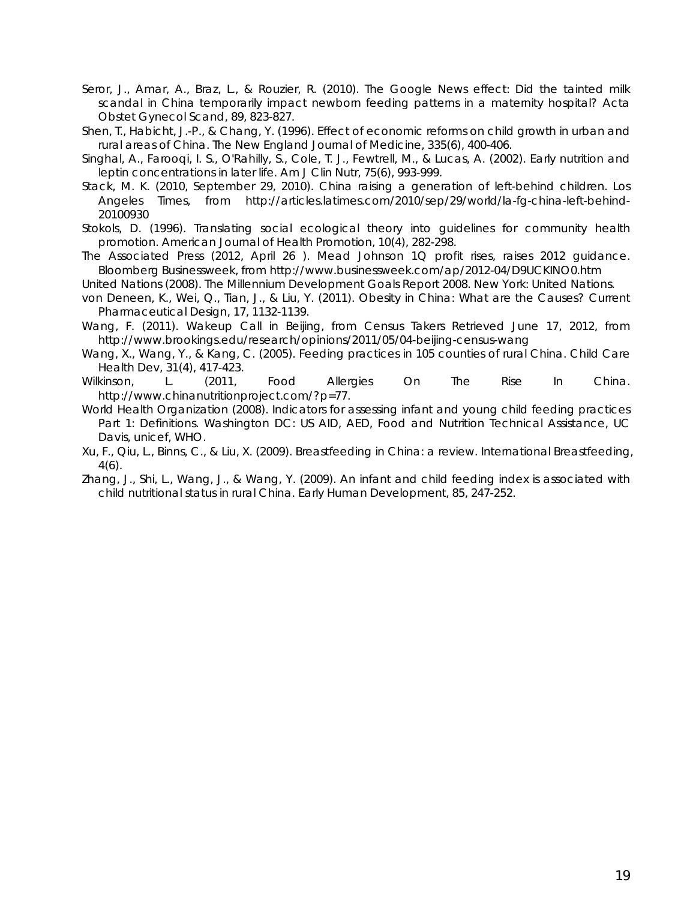Seror, J., Amar, A., Braz, L., & Rouzier, R. (2010). The Google News effect: Did the tainted milk scandal in China temporarily impact newborn feeding patterns in a maternity hospital? Acta Obstet Gynecol Scand, 89, 823-827.

Shen, T., Habicht, J.-P., & Chang, Y. (1996). Effect of economic reforms on child growth in urban and rural areas of China. The New England Journal of Medicine, 335(6), 400-406.

Singhal, A., Farooqi, I. S., O'Rahilly, S., Cole, T. J., Fewtrell, M., & Lucas, A. (2002). Early nutrition and leptin concentrations in later life. Am J Clin Nutr, 75(6), 993-999.

Stack, M. K. (2010, September 29, 2010). China raising a generation of left-behind children. Los Angeles Times, from http://articles.latimes.com/2010/sep/29/world/la-fg-china-left-behind-20100930

Stokols, D. (1996). Translating social ecological theory into guidelines for community health promotion. American Journal of Health Promotion, 10(4), 282-298.

The Associated Press (2012, April 26 ). Mead Johnson 1Q profit rises, raises 2012 guidance. Bloomberg Businessweek, from http://www.businessweek.com/ap/2012-04/D9UCKINO0.htm

United Nations (2008). The Millennium Development Goals Report 2008. New York: United Nations.

von Deneen, K., Wei, Q., Tian, J., & Liu, Y. (2011). Obesity in China: What are the Causes? Current Pharmaceutical Design, 17, 1132-1139.

Wang, F. (2011). Wakeup Call in Beijing, from Census Takers Retrieved June 17, 2012, from http://www.brookings.edu/research/opinions/2011/05/04-beijing-census-wang

Wang, X., Wang, Y., & Kang, C. (2005). Feeding practices in 105 counties of rural China. Child Care Health Dev, 31(4), 417-423.

Wilkinson, L. (2011, Food Allergies On The Rise In China. http://www.chinanutritionproject.com/?p=77.

World Health Organization (2008). Indicators for assessing infant and young child feeding practices Part 1: Definitions. Washington DC: US AID, AED, Food and Nutrition Technical Assistance, UC Davis, unicef, WHO.

Xu, F., Qiu, L., Binns, C., & Liu, X. (2009). Breastfeeding in China: a review. International Breastfeeding, 4(6).

Zhang, J., Shi, L., Wang, J., & Wang, Y. (2009). An infant and child feeding index is associated with child nutritional status in rural China. Early Human Development, 85, 247-252.